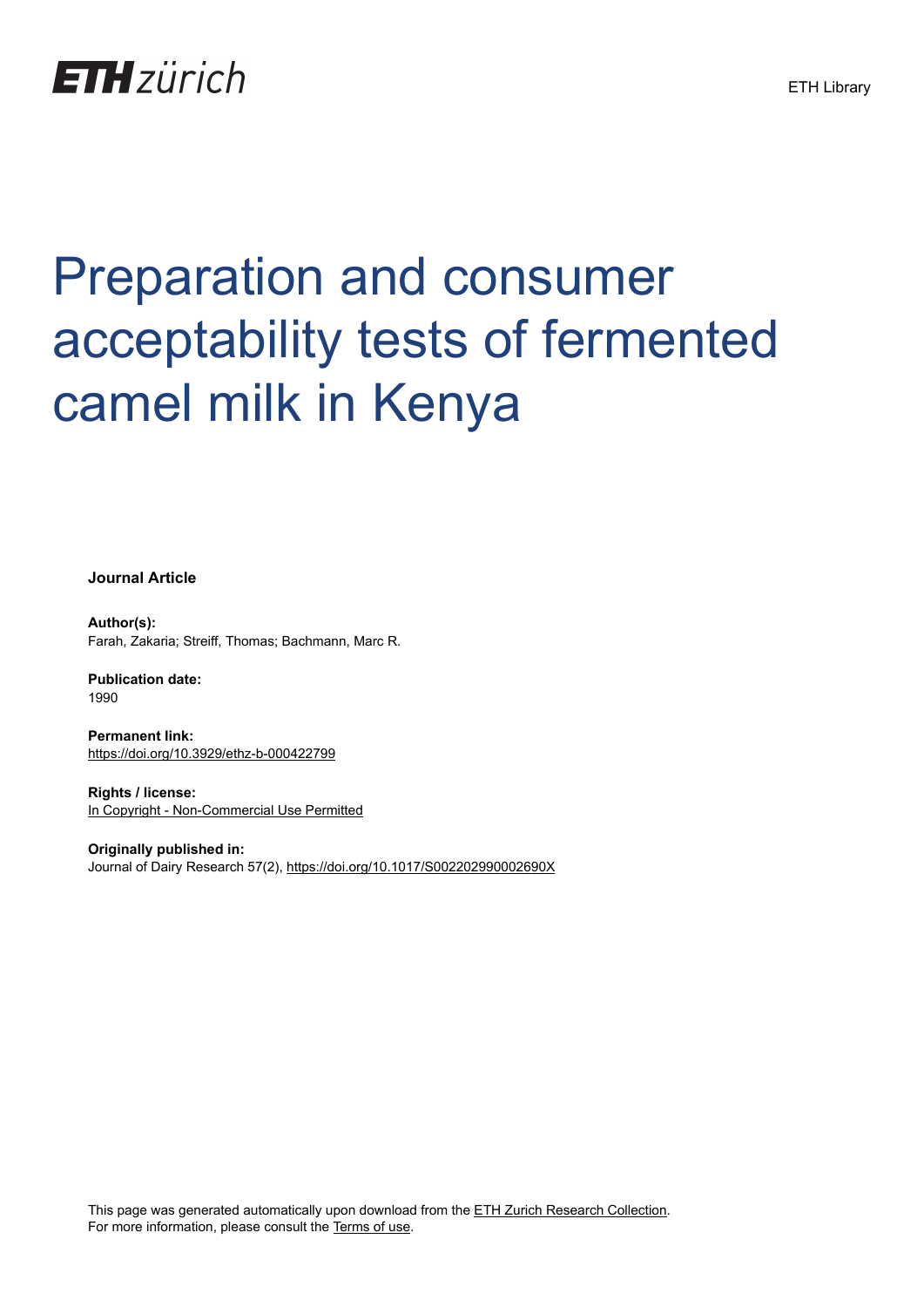# Preparation and consumer acceptability tests of fermented camel milk in Kenya

**Journal Article**

**Author(s):**
Farah, Zakaria; Streiff, Thomas; Bachmann, Marc R.

**Publication date:**
1990

**Permanent link:**
https://doi.org/10.3929/ethz-b-000422799

**Rights / license:**
In Copyright - Non-Commercial Use Permitted

**Originally published in:**
Journal of Dairy Research 57(2), https://doi.org/10.1017/S002202990002690X

This page was generated automatically upon download from the ETH Zurich Research Collection.
For more information, please consult the Terms of use.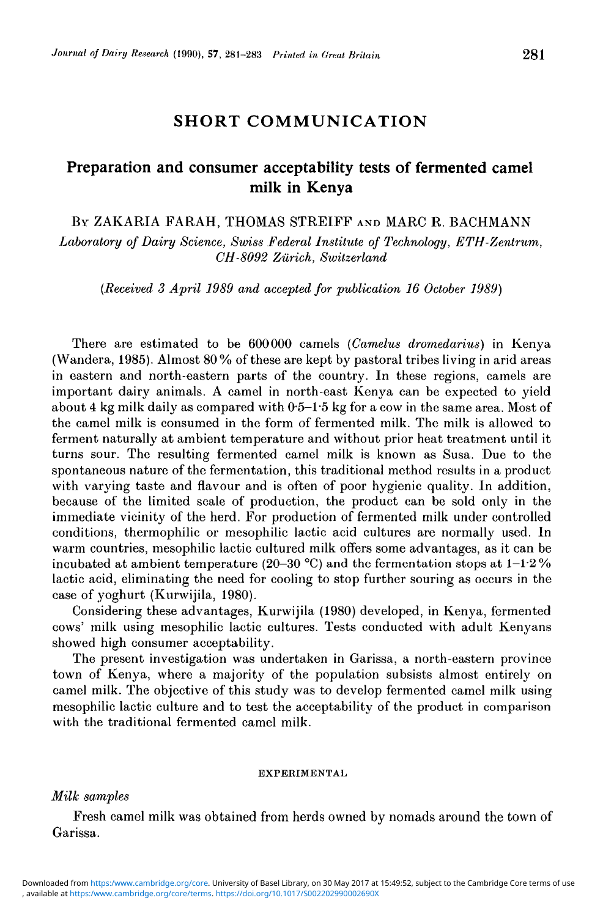## SHORT COMMUNICATION

# Preparation and consumer acceptability tests of fermented camel milk in Kenya

By ZAKARIA FARAH, THOMAS STREIFF AND MARC R. BACHMANN

*Laboratory of Dairy Science, Swiss Federal Institute of Technology, ETH-Zentrum, CH-8092 Zürich, Switzerland*

*(Received 3 April 1989 and accepted for publication 16 October 1989)*

There are estimated to be 600000 camels (*Camelus dromedarius*) in Kenya (Wandera, 1985). Almost 80% of these are kept by pastoral tribes living in arid areas in eastern and north-eastern parts of the country. In these regions, camels are important dairy animals. A camel in north-east Kenya can be expected to yield about 4 kg milk daily as compared with 0·5–1·5 kg for a cow in the same area. Most of the camel milk is consumed in the form of fermented milk. The milk is allowed to ferment naturally at ambient temperature and without prior heat treatment until it turns sour. The resulting fermented camel milk is known as Susa. Due to the spontaneous nature of the fermentation, this traditional method results in a product with varying taste and flavour and is often of poor hygienic quality. In addition, because of the limited scale of production, the product can be sold only in the immediate vicinity of the herd. For production of fermented milk under controlled conditions, thermophilic or mesophilic lactic acid cultures are normally used. In warm countries, mesophilic lactic cultured milk offers some advantages, as it can be incubated at ambient temperature (20–30 °C) and the fermentation stops at 1–1·2% lactic acid, eliminating the need for cooling to stop further souring as occurs in the case of yoghurt (Kurwijila, 1980).

Considering these advantages, Kurwijila (1980) developed, in Kenya, fermented cows' milk using mesophilic lactic cultures. Tests conducted with adult Kenyans showed high consumer acceptability.

The present investigation was undertaken in Garissa, a north-eastern province town of Kenya, where a majority of the population subsists almost entirely on camel milk. The objective of this study was to develop fermented camel milk using mesophilic lactic culture and to test the acceptability of the product in comparison with the traditional fermented camel milk.

## EXPERIMENTAL

### *Milk samples*

Fresh camel milk was obtained from herds owned by nomads around the town of Garissa.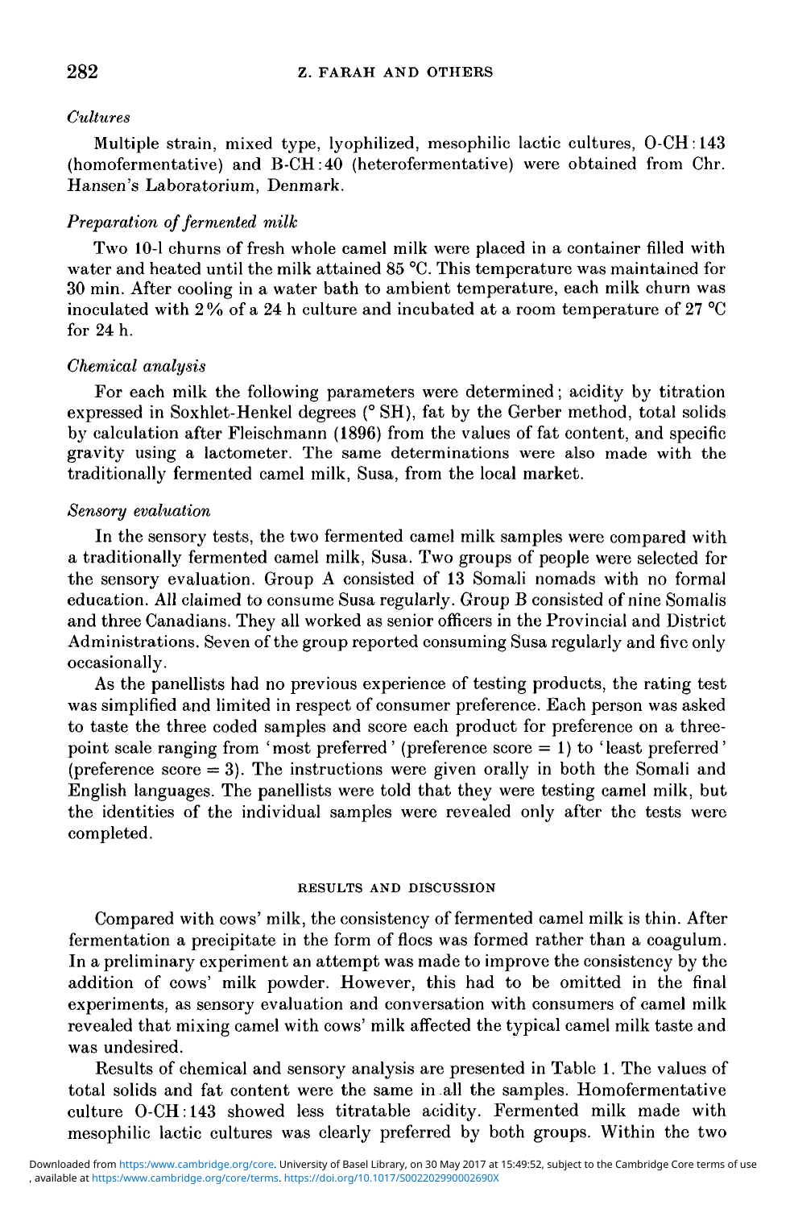### *Cultures*

Multiple strain, mixed type, lyophilized, mesophilic lactic cultures, O-CH:143 (homofermentative) and B-CH:40 (heterofermentative) were obtained from Chr. Hansen's Laboratorium, Denmark.

### *Preparation of fermented milk*

Two 10-l churns of fresh whole camel milk were placed in a container filled with water and heated until the milk attained 85 °C. This temperature was maintained for 30 min. After cooling in a water bath to ambient temperature, each milk churn was inoculated with 2% of a 24 h culture and incubated at a room temperature of 27 °C for 24 h.

### *Chemical analysis*

For each milk the following parameters were determined; acidity by titration expressed in Soxhlet-Henkel degrees (° SH), fat by the Gerber method, total solids by calculation after Fleischmann (1896) from the values of fat content, and specific gravity using a lactometer. The same determinations were also made with the traditionally fermented camel milk, Susa, from the local market.

### *Sensory evaluation*

In the sensory tests, the two fermented camel milk samples were compared with a traditionally fermented camel milk, Susa. Two groups of people were selected for the sensory evaluation. Group A consisted of 13 Somali nomads with no formal education. All claimed to consume Susa regularly. Group B consisted of nine Somalis and three Canadians. They all worked as senior officers in the Provincial and District Administrations. Seven of the group reported consuming Susa regularly and five only occasionally.

As the panellists had no previous experience of testing products, the rating test was simplified and limited in respect of consumer preference. Each person was asked to taste the three coded samples and score each product for preference on a three-point scale ranging from 'most preferred' (preference score = 1) to 'least preferred' (preference score = 3). The instructions were given orally in both the Somali and English languages. The panellists were told that they were testing camel milk, but the identities of the individual samples were revealed only after the tests were completed.

## RESULTS AND DISCUSSION

Compared with cows' milk, the consistency of fermented camel milk is thin. After fermentation a precipitate in the form of flocs was formed rather than a coagulum. In a preliminary experiment an attempt was made to improve the consistency by the addition of cows' milk powder. However, this had to be omitted in the final experiments, as sensory evaluation and conversation with consumers of camel milk revealed that mixing camel with cows' milk affected the typical camel milk taste and was undesired.

Results of chemical and sensory analysis are presented in Table 1. The values of total solids and fat content were the same in all the samples. Homofermentative culture O-CH:143 showed less titratable acidity. Fermented milk made with mesophilic lactic cultures was clearly preferred by both groups. Within the two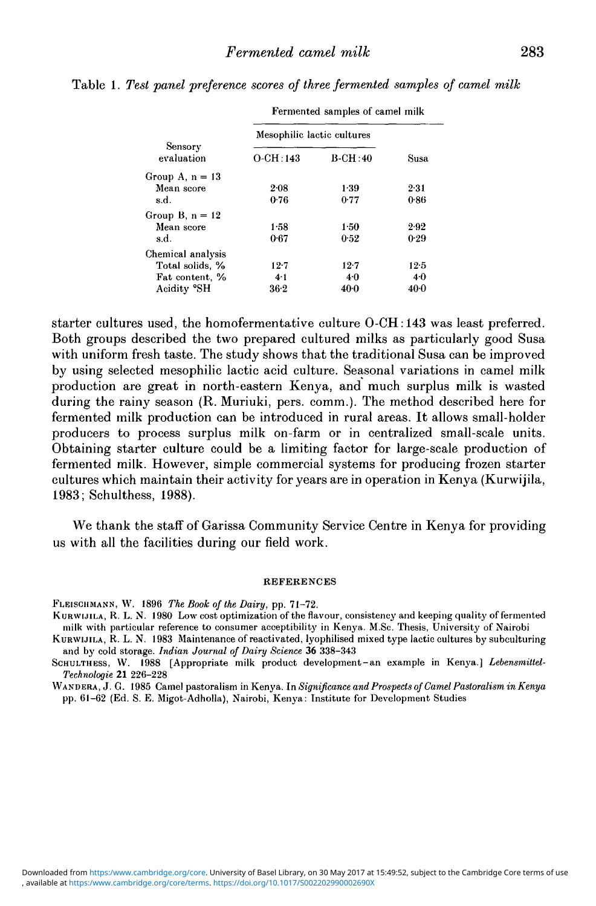Table 1. *Test panel preference scores of three fermented samples of camel milk*

| Sensory evaluation | Fermented samples of camel milk | | |
|---|---|---|---|
| | Mesophilic lactic cultures | | |
| | O-CH:143 | B-CH:40 | Susa |
| Group A, n = 13 | | | |
| Mean score | 2·08 | 1·39 | 2·31 |
| s.d. | 0·76 | 0·77 | 0·86 |
| Group B, n = 12 | | | |
| Mean score | 1·58 | 1·50 | 2·92 |
| s.d. | 0·67 | 0·52 | 0·29 |
| Chemical analysis | | | |
| Total solids, % | 12·7 | 12·7 | 12·5 |
| Fat content, % | 4·1 | 4·0 | 4·0 |
| Acidity °SH | 36·2 | 40·0 | 40·0 |

starter cultures used, the homofermentative culture O-CH:143 was least preferred. Both groups described the two prepared cultured milks as particularly good Susa with uniform fresh taste. The study shows that the traditional Susa can be improved by using selected mesophilic lactic acid culture. Seasonal variations in camel milk production are great in north-eastern Kenya, and much surplus milk is wasted during the rainy season (R. Muriuki, pers. comm.). The method described here for fermented milk production can be introduced in rural areas. It allows small-holder producers to process surplus milk on-farm or in centralized small-scale units. Obtaining starter culture could be a limiting factor for large-scale production of fermented milk. However, simple commercial systems for producing frozen starter cultures which maintain their activity for years are in operation in Kenya (Kurwijila, 1983; Schulthess, 1988).

We thank the staff of Garissa Community Service Centre in Kenya for providing us with all the facilities during our field work.

## REFERENCES

Fleischmann, W. 1896 *The Book of the Dairy*, pp. 71–72.

Kurwijila, R. L. N. 1980 Low cost optimization of the flavour, consistency and keeping quality of fermented milk with particular reference to consumer acceptibility in Kenya. M.Sc. Thesis, University of Nairobi

Kurwijila, R. L. N. 1983 Maintenance of reactivated, lyophilised mixed type lactic cultures by subculturing and by cold storage. *Indian Journal of Dairy Science* **36** 338–343

Schulthess, W. 1988 [Appropriate milk product development–an example in Kenya.] *Lebensmittel-Technologie* **21** 226–228

Wandera, J. G. 1985 Camel pastoralism in Kenya. In *Significance and Prospects of Camel Pastoralism in Kenya* pp. 61–62 (Ed. S. E. Migot-Adholla), Nairobi, Kenya: Institute for Development Studies